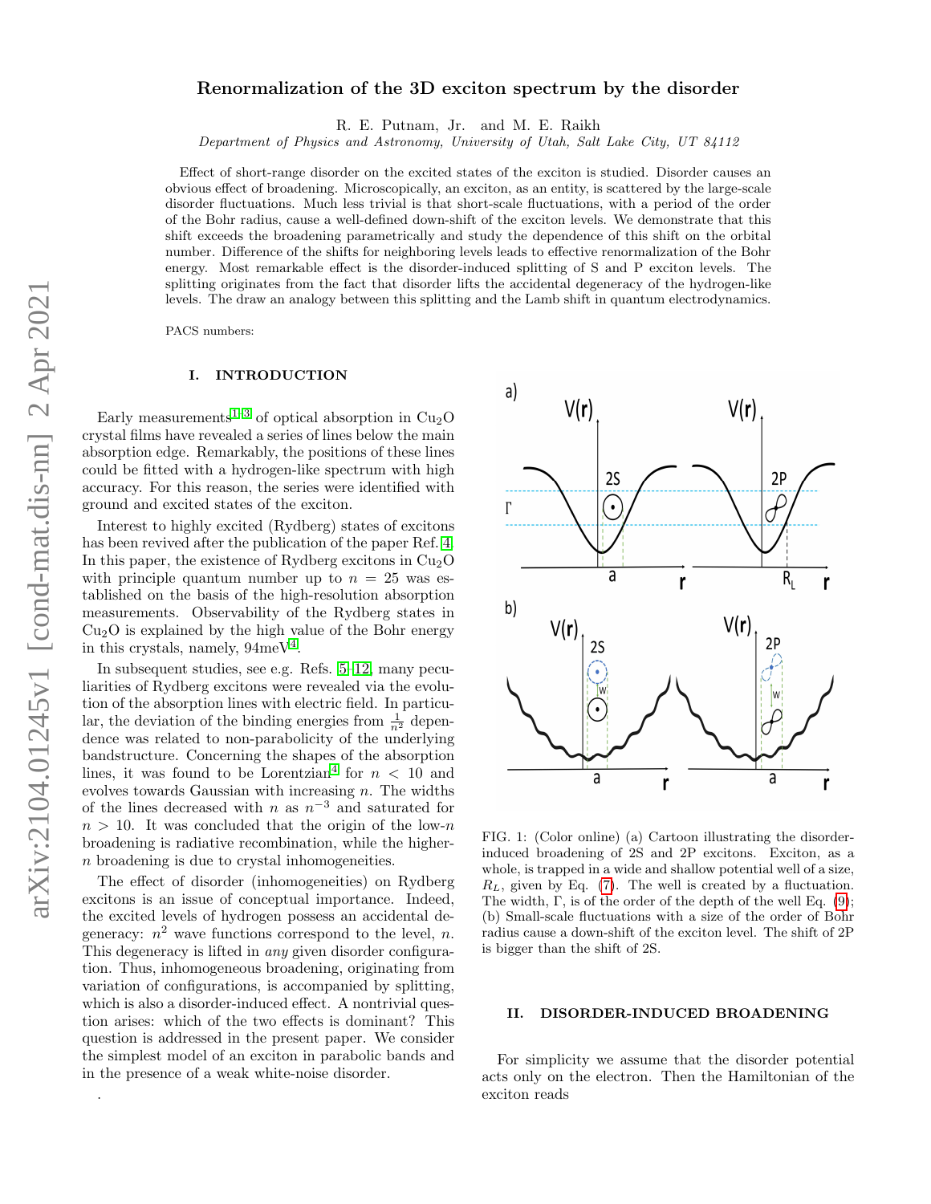# Renormalization of the 3D exciton spectrum by the disorder

R. E. Putnam, Jr. and M. E. Raikh

*Department of Physics and Astronomy, University of Utah, Salt Lake City, UT 84112*

Effect of short-range disorder on the excited states of the exciton is studied. Disorder causes an obvious effect of broadening. Microscopically, an exciton, as an entity, is scattered by the large-scale disorder fluctuations. Much less trivial is that short-scale fluctuations, with a period of the order of the Bohr radius, cause a well-defined down-shift of the exciton levels. We demonstrate that this shift exceeds the broadening parametrically and study the dependence of this shift on the orbital number. Difference of the shifts for neighboring levels leads to effective renormalization of the Bohr energy. Most remarkable effect is the disorder-induced splitting of S and P exciton levels. The splitting originates from the fact that disorder lifts the accidental degeneracy of the hydrogen-like levels. The draw an analogy between this splitting and the Lamb shift in quantum electrodynamics.

PACS numbers:

## I. INTRODUCTION

Early measurements[1–3] of optical absorption in $Cu_2O$ crystal films have revealed a series of lines below the main absorption edge. Remarkably, the positions of these lines could be fitted with a hydrogen-like spectrum with high accuracy. For this reason, the series were identified with ground and excited states of the exciton.

Interest to highly excited (Rydberg) states of excitons has been revived after the publication of the paper Ref. [4]. In this paper, the existence of Rydberg excitons in $Cu_2O$ with principle quantum number up to $n = 25$ was established on the basis of the high-resolution absorption measurements. Observability of the Rydberg states in $Cu_2O$ is explained by the high value of the Bohr energy in this crystals, namely, 94meV[4].

In subsequent studies, see e.g. Refs. [5–12], many peculiarities of Rydberg excitons were revealed via the evolution of the absorption lines with electric field. In particular, the deviation of the binding energies from $\frac{1}{n^2}$ dependence was related to non-parabolicity of the underlying bandstructure. Concerning the shapes of the absorption lines, it was found to be Lorentzian[4] for $n < 10$ and evolves towards Gaussian with increasing $n$. The widths of the lines decreased with $n$ as $n^{-3}$ and saturated for $n > 10$. It was concluded that the origin of the low-$n$ broadening is radiative recombination, while the higher-$n$ broadening is due to crystal inhomogeneities.

The effect of disorder (inhomogeneities) on Rydberg excitons is an issue of conceptual importance. Indeed, the excited levels of hydrogen possess an accidental degeneracy: $n^2$ wave functions correspond to the level, $n$. This degeneracy is lifted in *any* given disorder configuration. Thus, inhomogeneous broadening, originating from variation of configurations, is accompanied by splitting, which is also a disorder-induced effect. A nontrivial question arises: which of the two effects is dominant? This question is addressed in the present paper. We consider the simplest model of an exciton in parabolic bands and in the presence of a weak white-noise disorder.

FIG. 1: (Color online) (a) Cartoon illustrating the disorder-induced broadening of 2S and 2P excitons. Exciton, as a whole, is trapped in a wide and shallow potential well of a size, $R_L$, given by Eq. (7). The well is created by a fluctuation. The width, $\Gamma$, is of the order of the depth of the well Eq. (9); (b) Small-scale fluctuations with a size of the order of Bohr radius cause a down-shift of the exciton level. The shift of 2P is bigger than the shift of 2S.

## II. DISORDER-INDUCED BROADENING

For simplicity we assume that the disorder potential acts only on the electron. Then the Hamiltonian of the exciton reads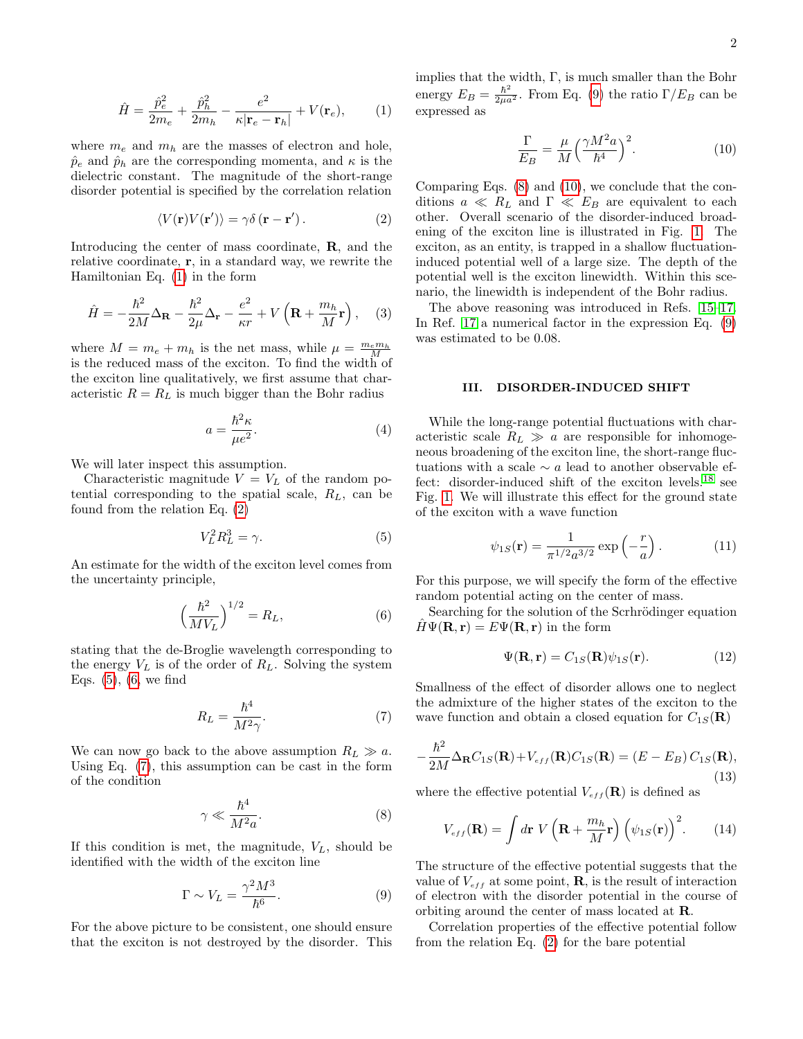$$\hat{H} = \frac{\hat{p}_e^2}{2m_e} + \frac{\hat{p}_h^2}{2m_h} - \frac{e^2}{\kappa|\mathbf{r}_e - \mathbf{r}_h|} + V(\mathbf{r}_e), \qquad (1)$$

where $m_e$ and $m_h$ are the masses of electron and hole, $\hat{p}_e$ and $\hat{p}_h$ are the corresponding momenta, and $\kappa$ is the dielectric constant. The magnitude of the short-range disorder potential is specified by the correlation relation

$$\langle V(\mathbf{r})V(\mathbf{r}')\rangle = \gamma\delta\left(\mathbf{r} - \mathbf{r}'\right). \qquad (2)$$

Introducing the center of mass coordinate, $\mathbf{R}$, and the relative coordinate, $\mathbf{r}$, in a standard way, we rewrite the Hamiltonian Eq. (1) in the form

$$\hat{H} = -\frac{\hbar^2}{2M}\Delta_{\mathbf{R}} - \frac{\hbar^2}{2\mu}\Delta_{\mathbf{r}} - \frac{e^2}{\kappa r} + V\left(\mathbf{R} + \frac{m_h}{M}\mathbf{r}\right), \qquad (3)$$

where $M = m_e + m_h$ is the net mass, while $\mu = \frac{m_e m_h}{M}$ is the reduced mass of the exciton. To find the width of the exciton line qualitatively, we first assume that characteristic $R = R_L$ is much bigger than the Bohr radius

$$a = \frac{\hbar^2\kappa}{\mu e^2}. \qquad (4)$$

We will later inspect this assumption.

Characteristic magnitude $V = V_L$ of the random potential corresponding to the spatial scale, $R_L$, can be found from the relation Eq. (2)

$$V_L^2 R_L^3 = \gamma. \qquad (5)$$

An estimate for the width of the exciton level comes from the uncertainty principle,

$$\left(\frac{\hbar^2}{MV_L}\right)^{1/2} = R_L, \qquad (6)$$

stating that the de-Broglie wavelength corresponding to the energy $V_L$ is of the order of $R_L$. Solving the system Eqs. (5), (6, we find

$$R_L = \frac{\hbar^4}{M^2\gamma}. \qquad (7)$$

We can now go back to the above assumption $R_L \gg a$. Using Eq. (7), this assumption can be cast in the form of the condition

$$\gamma \ll \frac{\hbar^4}{M^2 a}. \qquad (8)$$

If this condition is met, the magnitude, $V_L$, should be identified with the width of the exciton line

$$\Gamma \sim V_L = \frac{\gamma^2 M^3}{\hbar^6}. \qquad (9)$$

For the above picture to be consistent, one should ensure that the exciton is not destroyed by the disorder. This implies that the width, $\Gamma$, is much smaller than the Bohr energy $E_B = \frac{\hbar^2}{2\mu a^2}$. From Eq. (9) the ratio $\Gamma/E_B$ can be expressed as

$$\frac{\Gamma}{E_B} = \frac{\mu}{M}\left(\frac{\gamma M^2 a}{\hbar^4}\right)^2. \qquad (10)$$

Comparing Eqs. (8) and (10), we conclude that the conditions $a \ll R_L$ and $\Gamma \ll E_B$ are equivalent to each other. Overall scenario of the disorder-induced broadening of the exciton line is illustrated in Fig. 1. The exciton, as an entity, is trapped in a shallow fluctuation-induced potential well of a large size. The depth of the potential well is the exciton linewidth. Within this scenario, the linewidth is independent of the Bohr radius.

The above reasoning was introduced in Refs. 15–17. In Ref. 17 a numerical factor in the expression Eq. (9) was estimated to be 0.08.

## III. DISORDER-INDUCED SHIFT

While the long-range potential fluctuations with characteristic scale $R_L \gg a$ are responsible for inhomogeneous broadening of the exciton line, the short-range fluctuations with a scale $\sim a$ lead to another observable effect: disorder-induced shift of the exciton levels,[18] see Fig. 1. We will illustrate this effect for the ground state of the exciton with a wave function

$$\psi_{1S}(\mathbf{r}) = \frac{1}{\pi^{1/2}a^{3/2}}\exp\left(-\frac{r}{a}\right). \qquad (11)$$

For this purpose, we will specify the form of the effective random potential acting on the center of mass.

Searching for the solution of the Scrhrödinger equation $\hat{H}\Psi(\mathbf{R},\mathbf{r}) = E\Psi(\mathbf{R},\mathbf{r})$ in the form

$$\Psi(\mathbf{R},\mathbf{r}) = C_{1S}(\mathbf{R})\psi_{1S}(\mathbf{r}). \qquad (12)$$

Smallness of the effect of disorder allows one to neglect the admixture of the higher states of the exciton to the wave function and obtain a closed equation for $C_{1S}(\mathbf{R})$

$$-\frac{\hbar^2}{2M}\Delta_{\mathbf{R}}C_{1S}(\mathbf{R}) + V_{eff}(\mathbf{R})C_{1S}(\mathbf{R}) = \left(E - E_B\right)C_{1S}(\mathbf{R}), \qquad (13)$$

where the effective potential $V_{eff}(\mathbf{R})$ is defined as

$$V_{eff}(\mathbf{R}) = \int d\mathbf{r}\; V\left(\mathbf{R} + \frac{m_h}{M}\mathbf{r}\right)\left(\psi_{1S}(\mathbf{r})\right)^2. \qquad (14)$$

The structure of the effective potential suggests that the value of $V_{eff}$ at some point, $\mathbf{R}$, is the result of interaction of electron with the disorder potential in the course of orbiting around the center of mass located at $\mathbf{R}$.

Correlation properties of the effective potential follow from the relation Eq. (2) for the bare potential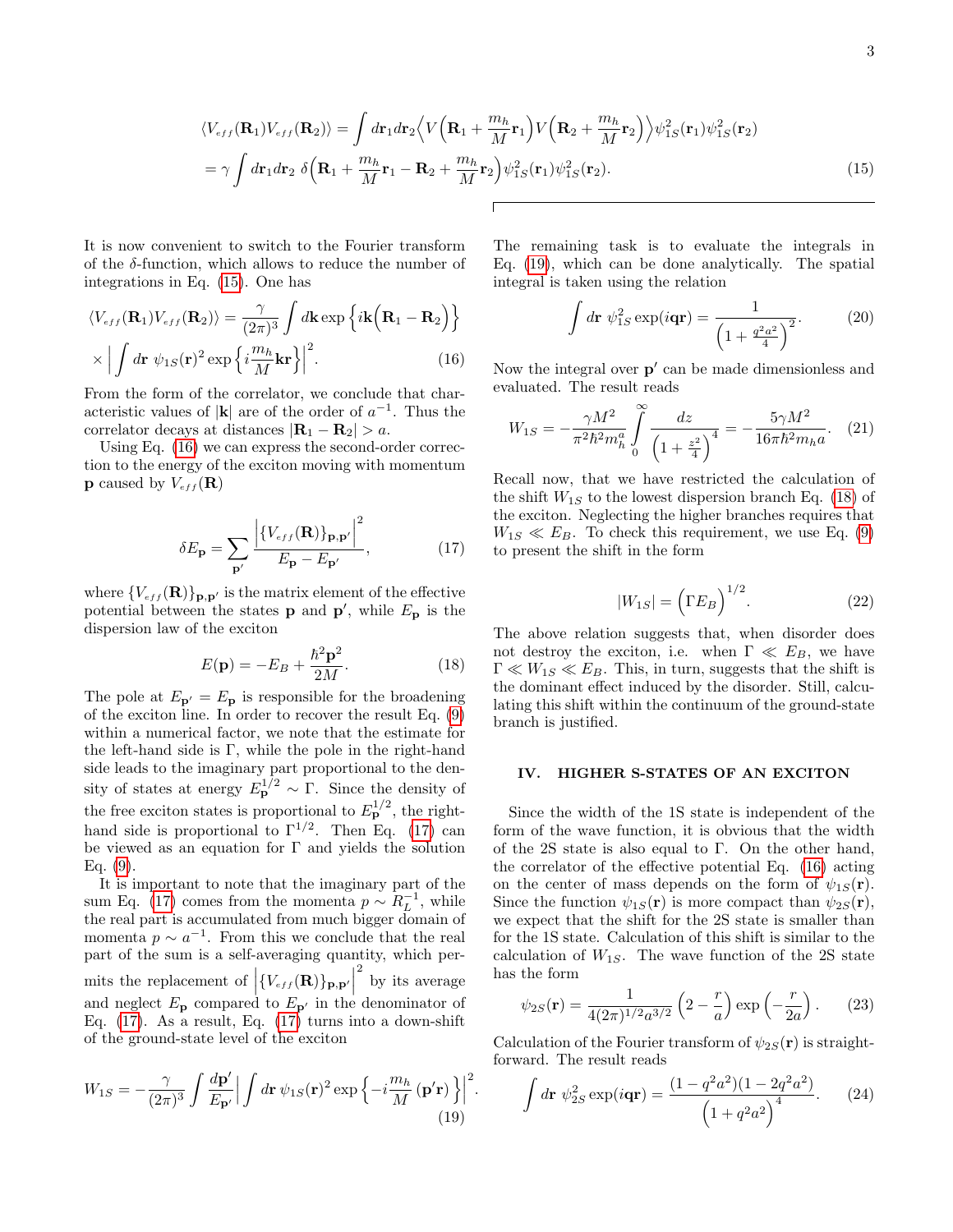$$
\begin{aligned}
\langle V_{eff}(\mathbf{R}_1)V_{eff}(\mathbf{R}_2)\rangle &= \int d\mathbf{r}_1 d\mathbf{r}_2 \Big\langle V\Big(\mathbf{R}_1+\frac{m_h}{M}\mathbf{r}_1\Big)V\Big(\mathbf{R}_2+\frac{m_h}{M}\mathbf{r}_2\Big)\Big\rangle \psi_{1S}^2(\mathbf{r}_1)\psi_{1S}^2(\mathbf{r}_2)\\
&= \gamma\int d\mathbf{r}_1 d\mathbf{r}_2\ \delta\Big(\mathbf{R}_1+\frac{m_h}{M}\mathbf{r}_1-\mathbf{R}_2+\frac{m_h}{M}\mathbf{r}_2\Big)\psi_{1S}^2(\mathbf{r}_1)\psi_{1S}^2(\mathbf{r}_2).
\end{aligned}
\tag{15}
$$

It is now convenient to switch to the Fourier transform of the $\delta$-function, which allows to reduce the number of integrations in Eq. (15). One has

$$
\langle V_{eff}(\mathbf{R}_1)V_{eff}(\mathbf{R}_2)\rangle = \frac{\gamma}{(2\pi)^3}\int d\mathbf{k}\exp\Big\{i\mathbf{k}\Big(\mathbf{R}_1-\mathbf{R}_2\Big)\Big\} \times\Big|\int d\mathbf{r}\ \psi_{1S}(\mathbf{r})^2\exp\Big\{i\frac{m_h}{M}\mathbf{k}\mathbf{r}\Big\}\Big|^2. \tag{16}
$$

From the form of the correlator, we conclude that characteristic values of $|\mathbf{k}|$ are of the order of $a^{-1}$. Thus the correlator decays at distances $|\mathbf{R}_1-\mathbf{R}_2|>a$.

Using Eq. (16) we can express the second-order correction to the energy of the exciton moving with momentum $\mathbf{p}$ caused by $V_{eff}(\mathbf{R})$

$$
\delta E_{\mathbf{p}} = \sum_{\mathbf{p}'}\frac{\Big|\{V_{eff}(\mathbf{R})\}_{\mathbf{p},\mathbf{p}'}\Big|^2}{E_{\mathbf{p}}-E_{\mathbf{p}'}}, \tag{17}
$$

where $\{V_{eff}(\mathbf{R})\}_{\mathbf{p},\mathbf{p}'}$ is the matrix element of the effective potential between the states $\mathbf{p}$ and $\mathbf{p}'$, while $E_{\mathbf{p}}$ is the dispersion law of the exciton

$$
E(\mathbf{p}) = -E_B + \frac{\hbar^2\mathbf{p}^2}{2M}. \tag{18}
$$

The pole at $E_{\mathbf{p}'}=E_{\mathbf{p}}$ is responsible for the broadening of the exciton line. In order to recover the result Eq. (9) within a numerical factor, we note that the estimate for the left-hand side is $\Gamma$, while the pole in the right-hand side leads to the imaginary part proportional to the density of states at energy $E_{\mathbf{p}}^{1/2}\sim\Gamma$. Since the density of the free exciton states is proportional to $E_{\mathbf{p}}^{1/2}$, the right-hand side is proportional to $\Gamma^{1/2}$. Then Eq. (17) can be viewed as an equation for $\Gamma$ and yields the solution Eq. (9).

It is important to note that the imaginary part of the sum Eq. (17) comes from the momenta $p\sim R_L^{-1}$, while the real part is accumulated from much bigger domain of momenta $p\sim a^{-1}$. From this we conclude that the real part of the sum is a self-averaging quantity, which permits the replacement of $\Big|\{V_{eff}(\mathbf{R})\}_{\mathbf{p},\mathbf{p}'}\Big|^2$ by its average and neglect $E_{\mathbf{p}}$ compared to $E_{\mathbf{p}'}$ in the denominator of Eq. (17). As a result, Eq. (17) turns into a down-shift of the ground-state level of the exciton

$$
W_{1S} = -\frac{\gamma}{(2\pi)^3}\int\frac{d\mathbf{p}'}{E_{\mathbf{p}'}}\Big|\int d\mathbf{r}\ \psi_{1S}(\mathbf{r})^2\exp\Big\{-i\frac{m_h}{M}(\mathbf{p}'\mathbf{r})\Big\}\Big|^2. \tag{19}
$$

The remaining task is to evaluate the integrals in Eq. (19), which can be done analytically. The spatial integral is taken using the relation

$$
\int d\mathbf{r}\ \psi_{1S}^2\exp(i\mathbf{q}\mathbf{r}) = \frac{1}{\Big(1+\frac{q^2a^2}{4}\Big)^2}. \tag{20}
$$

Now the integral over $\mathbf{p}'$ can be made dimensionless and evaluated. The result reads

$$
W_{1S} = -\frac{\gamma M^2}{\pi^2\hbar^2 m_h^a}\int\limits_0^\infty\frac{dz}{\Big(1+\frac{z^2}{4}\Big)^4} = -\frac{5\gamma M^2}{16\pi\hbar^2 m_h a}. \tag{21}
$$

Recall now, that we have restricted the calculation of the shift $W_{1S}$ to the lowest dispersion branch Eq. (18) of the exciton. Neglecting the higher branches requires that $W_{1S}\ll E_B$. To check this requirement, we use Eq. (9) to present the shift in the form

$$
|W_{1S}| = \Big(\Gamma E_B\Big)^{1/2}. \tag{22}
$$

The above relation suggests that, when disorder does not destroy the exciton, i.e. when $\Gamma\ll E_B$, we have $\Gamma\ll W_{1S}\ll E_B$. This, in turn, suggests that the shift is the dominant effect induced by the disorder. Still, calculating this shift within the continuum of the ground-state branch is justified.

## IV. HIGHER S-STATES OF AN EXCITON

Since the width of the 1S state is independent of the form of the wave function, it is obvious that the width of the 2S state is also equal to $\Gamma$. On the other hand, the correlator of the effective potential Eq. (16) acting on the center of mass depends on the form of $\psi_{1S}(\mathbf{r})$. Since the function $\psi_{1S}(\mathbf{r})$ is more compact than $\psi_{2S}(\mathbf{r})$, we expect that the shift for the 2S state is smaller than for the 1S state. Calculation of this shift is similar to the calculation of $W_{1S}$. The wave function of the 2S state has the form

$$
\psi_{2S}(\mathbf{r}) = \frac{1}{4(2\pi)^{1/2}a^{3/2}}\left(2-\frac{r}{a}\right)\exp\left(-\frac{r}{2a}\right). \tag{23}
$$

Calculation of the Fourier transform of $\psi_{2S}(\mathbf{r})$ is straightforward. The result reads

$$
\int d\mathbf{r}\ \psi_{2S}^2\exp(i\mathbf{q}\mathbf{r}) = \frac{(1-q^2a^2)(1-2q^2a^2)}{\Big(1+q^2a^2\Big)^4}. \tag{24}
$$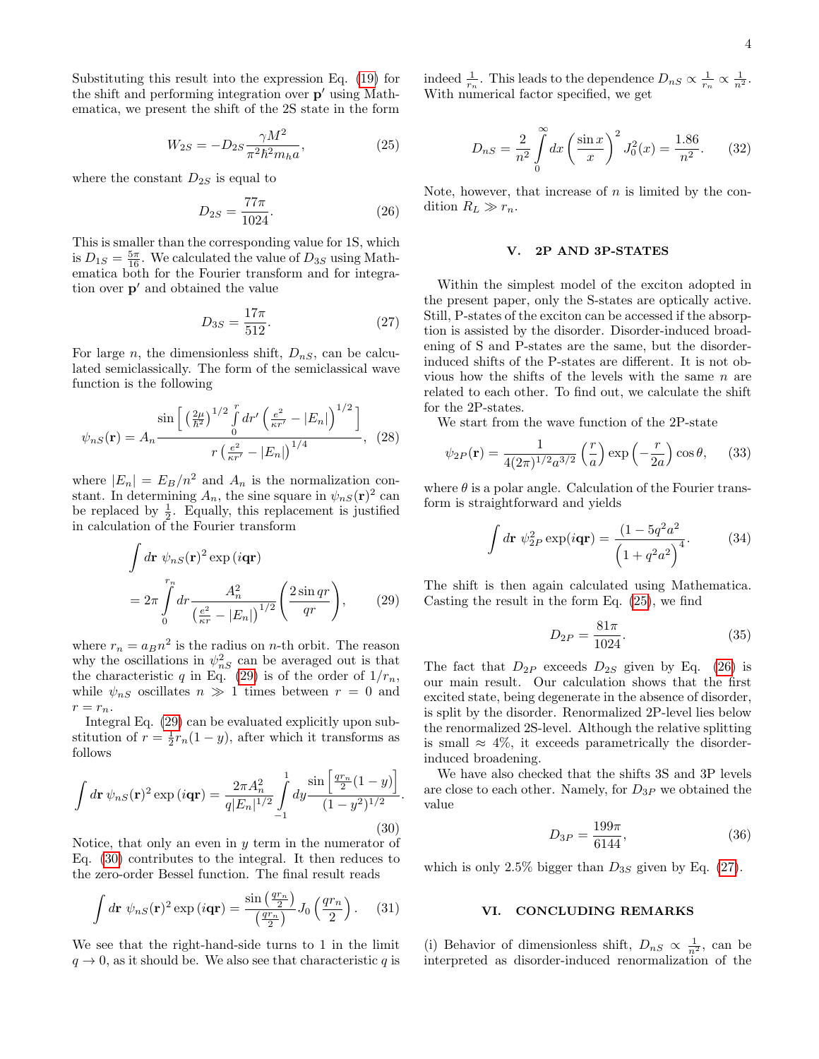Substituting this result into the expression Eq. (19) for the shift and performing integration over $\mathbf{p}'$ using Mathematica, we present the shift of the 2S state in the form

$$W_{2S} = -D_{2S}\frac{\gamma M^2}{\pi^2\hbar^2 m_h a}, \tag{25}$$

where the constant $D_{2S}$ is equal to

$$D_{2S} = \frac{77\pi}{1024}. \tag{26}$$

This is smaller than the corresponding value for 1S, which is $D_{1S} = \frac{5\pi}{16}$. We calculated the value of $D_{3S}$ using Mathematica both for the Fourier transform and for integration over $\mathbf{p}'$ and obtained the value

$$D_{3S} = \frac{17\pi}{512}. \tag{27}$$

For large $n$, the dimensionless shift, $D_{nS}$, can be calculated semiclassically. The form of the semiclassical wave function is the following

$$\psi_{nS}(\mathbf{r}) = A_n \frac{\sin\Big[\left(\frac{2\mu}{\hbar^2}\right)^{1/2}\int\limits_0^r dr'\left(\frac{e^2}{\kappa r'}-|E_n|\right)^{1/2}\Big]}{r\left(\frac{e^2}{\kappa r'}-|E_n|\right)^{1/4}}, \tag{28}$$

where $|E_n| = E_B/n^2$ and $A_n$ is the normalization constant. In determining $A_n$, the sine square in $\psi_{nS}(\mathbf{r})^2$ can be replaced by $\frac{1}{2}$. Equally, this replacement is justified in calculation of the Fourier transform

$$\int d\mathbf{r}\ \psi_{nS}(\mathbf{r})^2\exp\left(i\mathbf{q}\mathbf{r}\right) = 2\pi\int\limits_0^{r_n} dr\frac{A_n^2}{\left(\frac{e^2}{\kappa r}-|E_n|\right)^{1/2}}\left(\frac{2\sin qr}{qr}\right), \tag{29}$$

where $r_n = a_B n^2$ is the radius on $n$-th orbit. The reason why the oscillations in $\psi_{nS}^2$ can be averaged out is that the characteristic $q$ in Eq. (29) is of the order of $1/r_n$, while $\psi_{nS}$ oscillates $n \gg 1$ times between $r=0$ and $r=r_n$.

Integral Eq. (29) can be evaluated explicitly upon substitution of $r = \frac{1}{2}r_n(1-y)$, after which it transforms as follows

$$\int d\mathbf{r}\,\psi_{nS}(\mathbf{r})^2\exp\left(i\mathbf{q}\mathbf{r}\right) = \frac{2\pi A_n^2}{q|E_n|^{1/2}}\int\limits_{-1}^{1} dy\frac{\sin\left[\frac{qr_n}{2}(1-y)\right]}{(1-y^2)^{1/2}}. \tag{30}$$

Notice, that only an even in $y$ term in the numerator of Eq. (30) contributes to the integral. It then reduces to the zero-order Bessel function. The final result reads

$$\int d\mathbf{r}\ \psi_{nS}(\mathbf{r})^2\exp\left(i\mathbf{q}\mathbf{r}\right) = \frac{\sin\left(\frac{qr_n}{2}\right)}{\left(\frac{qr_n}{2}\right)}J_0\left(\frac{qr_n}{2}\right). \tag{31}$$

We see that the right-hand-side turns to 1 in the limit $q\to 0$, as it should be. We also see that characteristic $q$ is indeed $\frac{1}{r_n}$. This leads to the dependence $D_{nS}\propto\frac{1}{r_n}\propto\frac{1}{n^2}$. With numerical factor specified, we get

$$D_{nS} = \frac{2}{n^2}\int\limits_0^\infty dx\left(\frac{\sin x}{x}\right)^2 J_0^2(x) = \frac{1.86}{n^2}. \tag{32}$$

Note, however, that increase of $n$ is limited by the condition $R_L \gg r_n$.

## V. 2P AND 3P-STATES

Within the simplest model of the exciton adopted in the present paper, only the S-states are optically active. Still, P-states of the exciton can be accessed if the absorption is assisted by the disorder. Disorder-induced broadening of S and P-states are the same, but the disorder-induced shifts of the P-states are different. It is not obvious how the shifts of the levels with the same $n$ are related to each other. To find out, we calculate the shift for the 2P-states.

We start from the wave function of the 2P-state

$$\psi_{2P}(\mathbf{r}) = \frac{1}{4(2\pi)^{1/2}a^{3/2}}\left(\frac{r}{a}\right)\exp\left(-\frac{r}{2a}\right)\cos\theta, \tag{33}$$

where $\theta$ is a polar angle. Calculation of the Fourier transform is straightforward and yields

$$\int d\mathbf{r}\ \psi_{2P}^2\exp(i\mathbf{q}\mathbf{r}) = \frac{(1-5q^2a^2}{\Big(1+q^2a^2\Big)^4}. \tag{34}$$

The shift is then again calculated using Mathematica. Casting the result in the form Eq. (25), we find

$$D_{2P} = \frac{81\pi}{1024}. \tag{35}$$

The fact that $D_{2P}$ exceeds $D_{2S}$ given by Eq. (26) is our main result. Our calculation shows that the first excited state, being degenerate in the absence of disorder, is split by the disorder. Renormalized 2P-level lies below the renormalized 2S-level. Although the relative splitting is small $\approx 4\%$, it exceeds parametrically the disorder-induced broadening.

We have also checked that the shifts 3S and 3P levels are close to each other. Namely, for $D_{3P}$ we obtained the value

$$D_{3P} = \frac{199\pi}{6144}, \tag{36}$$

which is only 2.5% bigger than $D_{3S}$ given by Eq. (27).

## VI. CONCLUDING REMARKS

(i) Behavior of dimensionless shift, $D_{nS}\propto\frac{1}{n^2}$, can be interpreted as disorder-induced renormalization of the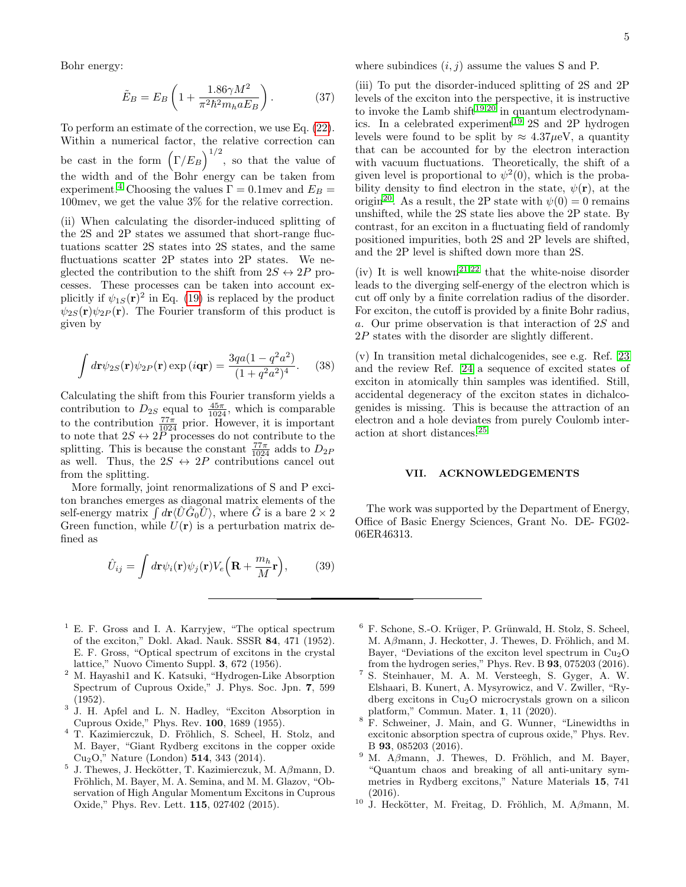Bohr energy:

$$\tilde{E}_B = E_B\left(1 + \frac{1.86\gamma M^2}{\pi^2\hbar^2 m_h a E_B}\right). \tag{37}$$

To perform an estimate of the correction, we use Eq. (22). Within a numerical factor, the relative correction can be cast in the form $\left(\Gamma/E_B\right)^{1/2}$, so that the value of the width and of the Bohr energy can be taken from experiment.[4] Choosing the values $\Gamma = 0.1$mev and $E_B = 100$mev, we get the value 3% for the relative correction.

(ii) When calculating the disorder-induced splitting of the 2S and 2P states we assumed that short-range fluctuations scatter 2S states into 2S states, and the same fluctuations scatter 2P states into 2P states. We neglected the contribution to the shift from $2S \leftrightarrow 2P$ processes. These processes can be taken into account explicitly if $\psi_{1S}(\mathbf{r})^2$ in Eq. (19) is replaced by the product $\psi_{2S}(\mathbf{r})\psi_{2P}(\mathbf{r})$. The Fourier transform of this product is given by

$$\int d\mathbf{r}\psi_{2S}(\mathbf{r})\psi_{2P}(\mathbf{r})\exp\left(i\mathbf{qr}\right) = \frac{3qa(1-q^2a^2)}{(1+q^2a^2)^4}. \tag{38}$$

Calculating the shift from this Fourier transform yields a contribution to $D_{2S}$ equal to $\frac{45\pi}{1024}$, which is comparable to the contribution $\frac{77\pi}{1024}$ prior. However, it is important to note that $2S \leftrightarrow 2P$ processes do not contribute to the splitting. This is because the constant $\frac{77\pi}{1024}$ adds to $D_{2P}$ as well. Thus, the $2S \leftrightarrow 2P$ contributions cancel out from the splitting.

More formally, joint renormalizations of S and P exciton branches emerges as diagonal matrix elements of the self-energy matrix $\int d\mathbf{r}\langle \hat{U}\hat{G}_0\hat{U}\rangle$, where $\hat{G}$ is a bare $2\times 2$ Green function, while $U(\mathbf{r})$ is a perturbation matrix defined as

$$\hat{U}_{ij} = \int d\mathbf{r}\psi_i(\mathbf{r})\psi_j(\mathbf{r})V_e\Big(\mathbf{R} + \frac{m_h}{M}\mathbf{r}\Big), \tag{39}$$

where subindices $(i, j)$ assume the values S and P.

(iii) To put the disorder-induced splitting of 2S and 2P levels of the exciton into the perspective, it is instructive to invoke the Lamb shift[19,20] in quantum electrodynamics. In a celebrated experiment[19] 2S and 2P hydrogen levels were found to be split by $\approx 4.37\mu$eV, a quantity that can be accounted for by the electron interaction with vacuum fluctuations. Theoretically, the shift of a given level is proportional to $\psi^2(0)$, which is the probability density to find electron in the state, $\psi(\mathbf{r})$, at the origin[20]. As a result, the 2P state with $\psi(0) = 0$ remains unshifted, while the 2S state lies above the 2P state. By contrast, for an exciton in a fluctuating field of randomly positioned impurities, both 2S and 2P levels are shifted, and the 2P level is shifted down more than 2S.

(iv) It is well known[21,22] that the white-noise disorder leads to the diverging self-energy of the electron which is cut off only by a finite correlation radius of the disorder. For exciton, the cutoff is provided by a finite Bohr radius, $a$. Our prime observation is that interaction of $2S$ and $2P$ states with the disorder are slightly different.

(v) In transition metal dichalcogenides, see e.g. Ref. [23] and the review Ref. [24] a sequence of excited states of exciton in atomically thin samples was identified. Still, accidental degeneracy of the exciton states in dichalcogenides is missing. This is because the attraction of an electron and a hole deviates from purely Coulomb interaction at short distances.[25]

## VII. ACKNOWLEDGEMENTS

The work was supported by the Department of Energy, Office of Basic Energy Sciences, Grant No. DE- FG02-06ER46313.

---

1. E. F. Gross and I. A. Karryjew, "The optical spectrum of the exciton," Dokl. Akad. Nauk. SSSR **84**, 471 (1952). E. F. Gross, "Optical spectrum of excitons in the crystal lattice," Nuovo Cimento Suppl. **3**, 672 (1956).
2. M. Hayashi1 and K. Katsuki, "Hydrogen-Like Absorption Spectrum of Cuprous Oxide," J. Phys. Soc. Jpn. **7**, 599 (1952).
3. J. H. Apfel and L. N. Hadley, "Exciton Absorption in Cuprous Oxide," Phys. Rev. **100**, 1689 (1955).
4. T. Kazimierczuk, D. Fröhlich, S. Scheel, H. Stolz, and M. Bayer, "Giant Rydberg excitons in the copper oxide $Cu_2O$," Nature (London) **514**, 343 (2014).
5. J. Thewes, J. Heckötter, T. Kazimierczuk, M. Aβmann, D. Fröhlich, M. Bayer, M. A. Semina, and M. M. Glazov, "Observation of High Angular Momentum Excitons in Cuprous Oxide," Phys. Rev. Lett. **115**, 027402 (2015).
6. F. Schone, S.-O. Krüger, P. Grünwald, H. Stolz, S. Scheel, M. Aβmann, J. Heckotter, J. Thewes, D. Fröhlich, and M. Bayer, "Deviations of the exciton level spectrum in $Cu_2O$ from the hydrogen series," Phys. Rev. B **93**, 075203 (2016).
7. S. Steinhauer, M. A. M. Versteegh, S. Gyger, A. W. Elshaari, B. Kunert, A. Mysyrowicz, and V. Zwiller, "Rydberg excitons in $Cu_2O$ microcrystals grown on a silicon platform," Commun. Mater. **1**, 11 (2020).
8. F. Schweiner, J. Main, and G. Wunner, "Linewidths in excitonic absorption spectra of cuprous oxide," Phys. Rev. B **93**, 085203 (2016).
9. M. Aβmann, J. Thewes, D. Fröhlich, and M. Bayer, "Quantum chaos and breaking of all anti-unitary symmetries in Rydberg excitons," Nature Materials **15**, 741 (2016).
10. J. Heckötter, M. Freitag, D. Fröhlich, M. Aβmann, M.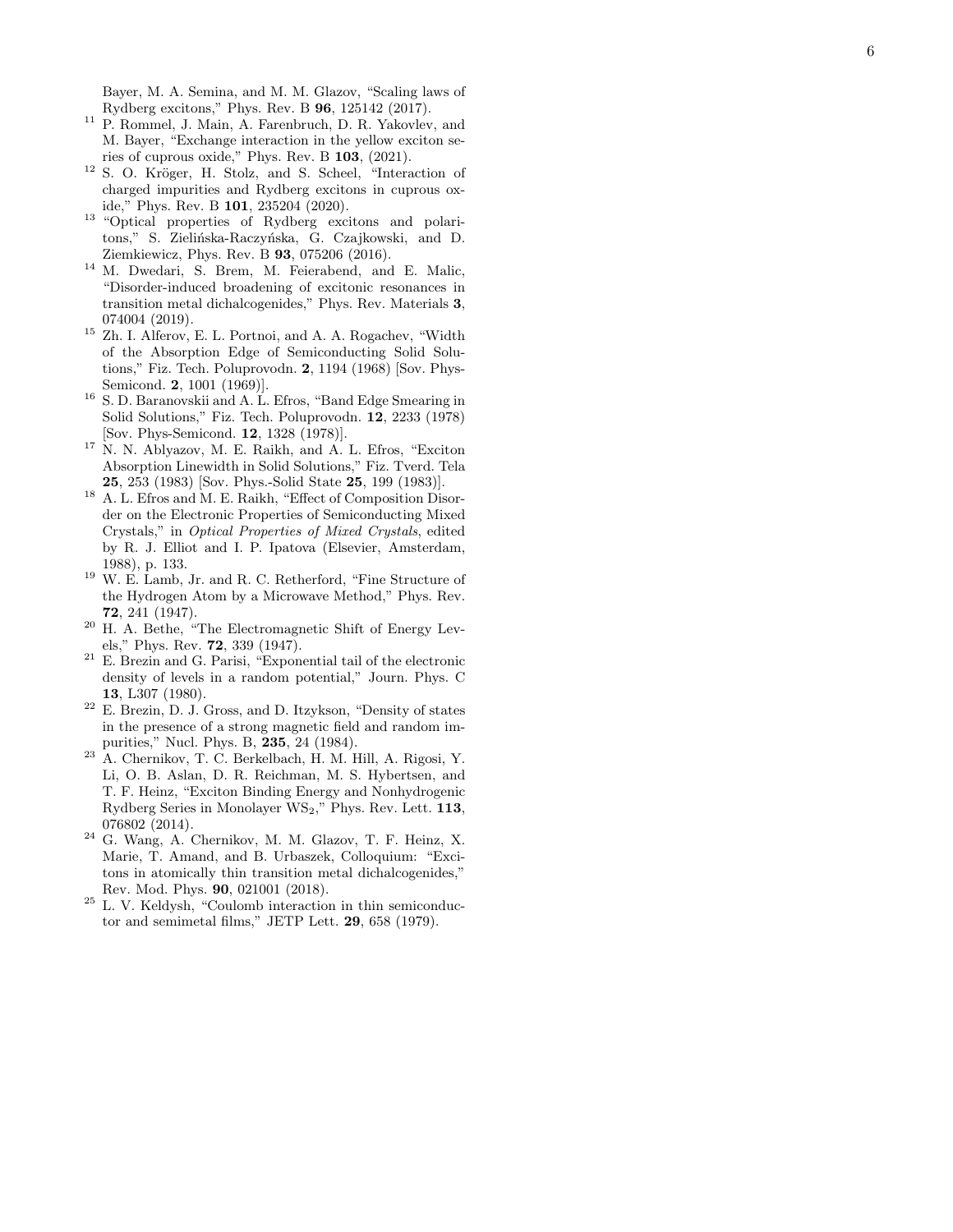Bayer, M. A. Semina, and M. M. Glazov, "Scaling laws of Rydberg excitons," Phys. Rev. B **96**, 125142 (2017).

[11] P. Rommel, J. Main, A. Farenbruch, D. R. Yakovlev, and M. Bayer, "Exchange interaction in the yellow exciton series of cuprous oxide," Phys. Rev. B **103**, (2021).

[12] S. O. Kröger, H. Stolz, and S. Scheel, "Interaction of charged impurities and Rydberg excitons in cuprous oxide," Phys. Rev. B **101**, 235204 (2020).

[13] "Optical properties of Rydberg excitons and polaritons," S. Zielińska-Raczyńska, G. Czajkowski, and D. Ziemkiewicz, Phys. Rev. B **93**, 075206 (2016).

[14] M. Dwedari, S. Brem, M. Feierabend, and E. Malic, "Disorder-induced broadening of excitonic resonances in transition metal dichalcogenides," Phys. Rev. Materials **3**, 074004 (2019).

[15] Zh. I. Alferov, E. L. Portnoi, and A. A. Rogachev, "Width of the Absorption Edge of Semiconducting Solid Solutions," Fiz. Tech. Poluprovodn. **2**, 1194 (1968) [Sov. Phys-Semicond. **2**, 1001 (1969)].

[16] S. D. Baranovskii and A. L. Efros, "Band Edge Smearing in Solid Solutions," Fiz. Tech. Poluprovodn. **12**, 2233 (1978) [Sov. Phys-Semicond. **12**, 1328 (1978)].

[17] N. N. Ablyazov, M. E. Raikh, and A. L. Efros, "Exciton Absorption Linewidth in Solid Solutions," Fiz. Tverd. Tela **25**, 253 (1983) [Sov. Phys.-Solid State **25**, 199 (1983)].

[18] A. L. Efros and M. E. Raikh, "Effect of Composition Disorder on the Electronic Properties of Semiconducting Mixed Crystals," in *Optical Properties of Mixed Crystals*, edited by R. J. Elliot and I. P. Ipatova (Elsevier, Amsterdam, 1988), p. 133.

[19] W. E. Lamb, Jr. and R. C. Retherford, "Fine Structure of the Hydrogen Atom by a Microwave Method," Phys. Rev. **72**, 241 (1947).

[20] H. A. Bethe, "The Electromagnetic Shift of Energy Levels," Phys. Rev. **72**, 339 (1947).

[21] E. Brezin and G. Parisi, "Exponential tail of the electronic density of levels in a random potential," Journ. Phys. C **13**, L307 (1980).

[22] E. Brezin, D. J. Gross, and D. Itzykson, "Density of states in the presence of a strong magnetic field and random impurities," Nucl. Phys. B, **235**, 24 (1984).

[23] A. Chernikov, T. C. Berkelbach, H. M. Hill, A. Rigosi, Y. Li, O. B. Aslan, D. R. Reichman, M. S. Hybertsen, and T. F. Heinz, "Exciton Binding Energy and Nonhydrogenic Rydberg Series in Monolayer $WS_2$," Phys. Rev. Lett. **113**, 076802 (2014).

[24] G. Wang, A. Chernikov, M. M. Glazov, T. F. Heinz, X. Marie, T. Amand, and B. Urbaszek, Colloquium: "Excitons in atomically thin transition metal dichalcogenides," Rev. Mod. Phys. **90**, 021001 (2018).

[25] L. V. Keldysh, "Coulomb interaction in thin semiconductor and semimetal films," JETP Lett. **29**, 658 (1979).